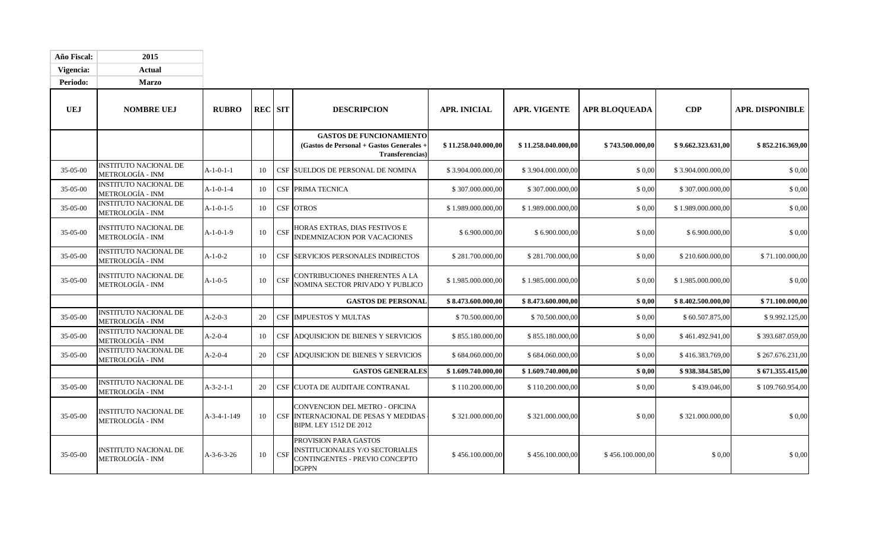| Año Fiscal: | 2015 |
|---|---|
| Vigencia: | Actual |
| Periodo: | Marzo |

| UEJ | NOMBRE UEJ | RUBRO | REC | SIT | DESCRIPCION | APR. INICIAL | APR. VIGENTE | APR BLOQUEADA | CDP | APR. DISPONIBLE |
|---|---|---|---|---|---|---|---|---|---|---|
| | | | | | **GASTOS DE FUNCIONAMIENTO (Gastos de Personal + Gastos Generales + Transferencias)** | **$ 11.258.040.000,00** | **$ 11.258.040.000,00** | **$ 743.500.000,00** | **$ 9.662.323.631,00** | **$ 852.216.369,00** |
| 35-05-00 | INSTITUTO NACIONAL DE METROLOGÍA - INM | A-1-0-1-1 | 10 | CSF | SUELDOS DE PERSONAL DE NOMINA | $ 3.904.000.000,00 | $ 3.904.000.000,00 | $ 0,00 | $ 3.904.000.000,00 | $ 0,00 |
| 35-05-00 | INSTITUTO NACIONAL DE METROLOGÍA - INM | A-1-0-1-4 | 10 | CSF | PRIMA TECNICA | $ 307.000.000,00 | $ 307.000.000,00 | $ 0,00 | $ 307.000.000,00 | $ 0,00 |
| 35-05-00 | INSTITUTO NACIONAL DE METROLOGÍA - INM | A-1-0-1-5 | 10 | CSF | OTROS | $ 1.989.000.000,00 | $ 1.989.000.000,00 | $ 0,00 | $ 1.989.000.000,00 | $ 0,00 |
| 35-05-00 | INSTITUTO NACIONAL DE METROLOGÍA - INM | A-1-0-1-9 | 10 | CSF | HORAS EXTRAS, DIAS FESTIVOS E INDEMNIZACION POR VACACIONES | $ 6.900.000,00 | $ 6.900.000,00 | $ 0,00 | $ 6.900.000,00 | $ 0,00 |
| 35-05-00 | INSTITUTO NACIONAL DE METROLOGÍA - INM | A-1-0-2 | 10 | CSF | SERVICIOS PERSONALES INDIRECTOS | $ 281.700.000,00 | $ 281.700.000,00 | $ 0,00 | $ 210.600.000,00 | $ 71.100.000,00 |
| 35-05-00 | INSTITUTO NACIONAL DE METROLOGÍA - INM | A-1-0-5 | 10 | CSF | CONTRIBUCIONES INHERENTES A LA NOMINA SECTOR PRIVADO Y PUBLICO | $ 1.985.000.000,00 | $ 1.985.000.000,00 | $ 0,00 | $ 1.985.000.000,00 | $ 0,00 |
| | | | | | **GASTOS DE PERSONAL** | **$ 8.473.600.000,00** | **$ 8.473.600.000,00** | **$ 0,00** | **$ 8.402.500.000,00** | **$ 71.100.000,00** |
| 35-05-00 | INSTITUTO NACIONAL DE METROLOGÍA - INM | A-2-0-3 | 20 | CSF | IMPUESTOS Y MULTAS | $ 70.500.000,00 | $ 70.500.000,00 | $ 0,00 | $ 60.507.875,00 | $ 9.992.125,00 |
| 35-05-00 | INSTITUTO NACIONAL DE METROLOGÍA - INM | A-2-0-4 | 10 | CSF | ADQUISICION DE BIENES Y SERVICIOS | $ 855.180.000,00 | $ 855.180.000,00 | $ 0,00 | $ 461.492.941,00 | $ 393.687.059,00 |
| 35-05-00 | INSTITUTO NACIONAL DE METROLOGÍA - INM | A-2-0-4 | 20 | CSF | ADQUISICION DE BIENES Y SERVICIOS | $ 684.060.000,00 | $ 684.060.000,00 | $ 0,00 | $ 416.383.769,00 | $ 267.676.231,00 |
| | | | | | **GASTOS GENERALES** | **$ 1.609.740.000,00** | **$ 1.609.740.000,00** | **$ 0,00** | **$ 938.384.585,00** | **$ 671.355.415,00** |
| 35-05-00 | INSTITUTO NACIONAL DE METROLOGÍA - INM | A-3-2-1-1 | 20 | CSF | CUOTA DE AUDITAJE CONTRANAL | $ 110.200.000,00 | $ 110.200.000,00 | $ 0,00 | $ 439.046,00 | $ 109.760.954,00 |
| 35-05-00 | INSTITUTO NACIONAL DE METROLOGÍA - INM | A-3-4-1-149 | 10 | CSF | CONVENCION DEL METRO - OFICINA INTERNACIONAL DE PESAS Y MEDIDAS - BIPM. LEY 1512 DE 2012 | $ 321.000.000,00 | $ 321.000.000,00 | $ 0,00 | $ 321.000.000,00 | $ 0,00 |
| 35-05-00 | INSTITUTO NACIONAL DE METROLOGÍA - INM | A-3-6-3-26 | 10 | CSF | PROVISION PARA GASTOS INSTITUCIONALES Y/O SECTORIALES CONTINGENTES - PREVIO CONCEPTO DGPPN | $ 456.100.000,00 | $ 456.100.000,00 | $ 456.100.000,00 | $ 0,00 | $ 0,00 |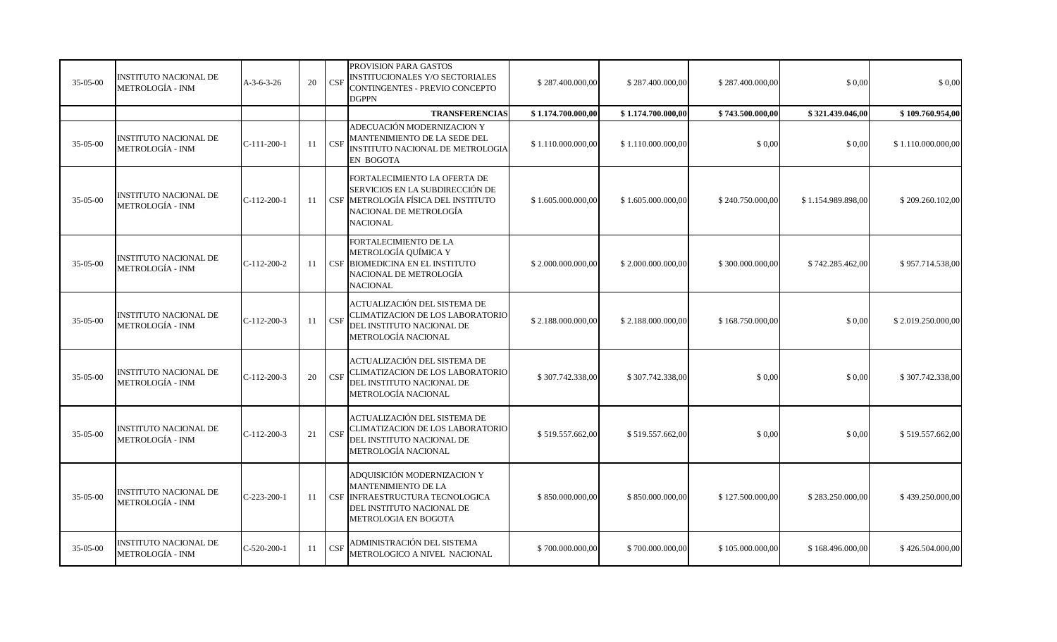| | | | | | | | | | | |
|---|---|---|---|---|---|---|---|---|---|---|
| 35-05-00 | INSTITUTO NACIONAL DE METROLOGÍA - INM | A-3-6-3-26 | 20 | CSF | PROVISION PARA GASTOS INSTITUCIONALES Y/O SECTORIALES CONTINGENTES - PREVIO CONCEPTO DGPPN | $ 287.400.000,00 | $ 287.400.000,00 | $ 287.400.000,00 | $ 0,00 | $ 0,00 |
| | | | | | **TRANSFERENCIAS** | **$ 1.174.700.000,00** | **$ 1.174.700.000,00** | **$ 743.500.000,00** | **$ 321.439.046,00** | **$ 109.760.954,00** |
| 35-05-00 | INSTITUTO NACIONAL DE METROLOGÍA - INM | C-111-200-1 | 11 | CSF | ADECUACIÓN MODERNIZACION Y MANTENIMIENTO DE LA SEDE DEL INSTITUTO NACIONAL DE METROLOGIA EN BOGOTA | $ 1.110.000.000,00 | $ 1.110.000.000,00 | $ 0,00 | $ 0,00 | $ 1.110.000.000,00 |
| 35-05-00 | INSTITUTO NACIONAL DE METROLOGÍA - INM | C-112-200-1 | 11 | CSF | FORTALECIMIENTO LA OFERTA DE SERVICIOS EN LA SUBDIRECCIÓN DE METROLOGÍA FÍSICA DEL INSTITUTO NACIONAL DE METROLOGÍA NACIONAL | $ 1.605.000.000,00 | $ 1.605.000.000,00 | $ 240.750.000,00 | $ 1.154.989.898,00 | $ 209.260.102,00 |
| 35-05-00 | INSTITUTO NACIONAL DE METROLOGÍA - INM | C-112-200-2 | 11 | CSF | FORTALECIMIENTO DE LA METROLOGÍA QUÍMICA Y BIOMEDICINA EN EL INSTITUTO NACIONAL DE METROLOGÍA NACIONAL | $ 2.000.000.000,00 | $ 2.000.000.000,00 | $ 300.000.000,00 | $ 742.285.462,00 | $ 957.714.538,00 |
| 35-05-00 | INSTITUTO NACIONAL DE METROLOGÍA - INM | C-112-200-3 | 11 | CSF | ACTUALIZACIÓN DEL SISTEMA DE CLIMATIZACION DE LOS LABORATORIO DEL INSTITUTO NACIONAL DE METROLOGÍA NACIONAL | $ 2.188.000.000,00 | $ 2.188.000.000,00 | $ 168.750.000,00 | $ 0,00 | $ 2.019.250.000,00 |
| 35-05-00 | INSTITUTO NACIONAL DE METROLOGÍA - INM | C-112-200-3 | 20 | CSF | ACTUALIZACIÓN DEL SISTEMA DE CLIMATIZACION DE LOS LABORATORIO DEL INSTITUTO NACIONAL DE METROLOGÍA NACIONAL | $ 307.742.338,00 | $ 307.742.338,00 | $ 0,00 | $ 0,00 | $ 307.742.338,00 |
| 35-05-00 | INSTITUTO NACIONAL DE METROLOGÍA - INM | C-112-200-3 | 21 | CSF | ACTUALIZACIÓN DEL SISTEMA DE CLIMATIZACION DE LOS LABORATORIO DEL INSTITUTO NACIONAL DE METROLOGÍA NACIONAL | $ 519.557.662,00 | $ 519.557.662,00 | $ 0,00 | $ 0,00 | $ 519.557.662,00 |
| 35-05-00 | INSTITUTO NACIONAL DE METROLOGÍA - INM | C-223-200-1 | 11 | CSF | ADQUISICIÓN MODERNIZACION Y MANTENIMIENTO DE LA INFRAESTRUCTURA TECNOLOGICA DEL INSTITUTO NACIONAL DE METROLOGIA EN BOGOTA | $ 850.000.000,00 | $ 850.000.000,00 | $ 127.500.000,00 | $ 283.250.000,00 | $ 439.250.000,00 |
| 35-05-00 | INSTITUTO NACIONAL DE METROLOGÍA - INM | C-520-200-1 | 11 | CSF | ADMINISTRACIÓN DEL SISTEMA METROLOGICO A NIVEL NACIONAL | $ 700.000.000,00 | $ 700.000.000,00 | $ 105.000.000,00 | $ 168.496.000,00 | $ 426.504.000,00 |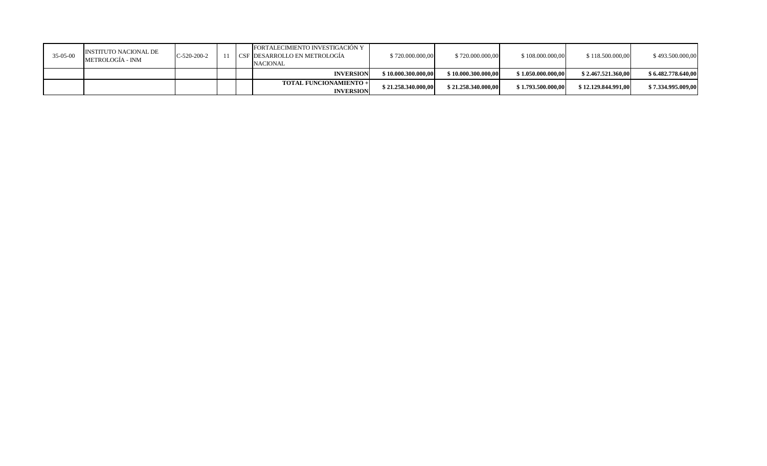| | | | | | | | | | | |
|---|---|---|---|---|---|---|---|---|---|---|
| 35-05-00 | INSTITUTO NACIONAL DE METROLOGÍA - INM | C-520-200-2 | 11 | CSF | FORTALECIMIENTO INVESTIGACIÓN Y DESARROLLO EN METROLOGÍA NACIONAL | $ 720.000.000,00 | $ 720.000.000,00 | $ 108.000.000,00 | $ 118.500.000,00 | $ 493.500.000,00 |
| | | | | | **INVERSION** | **$ 10.000.300.000,00** | **$ 10.000.300.000,00** | **$ 1.050.000.000,00** | **$ 2.467.521.360,00** | **$ 6.482.778.640,00** |
| | | | | | **TOTAL FUNCIONAMIENTO + INVERSION** | **$ 21.258.340.000,00** | **$ 21.258.340.000,00** | **$ 1.793.500.000,00** | **$ 12.129.844.991,00** | **$ 7.334.995.009,00** |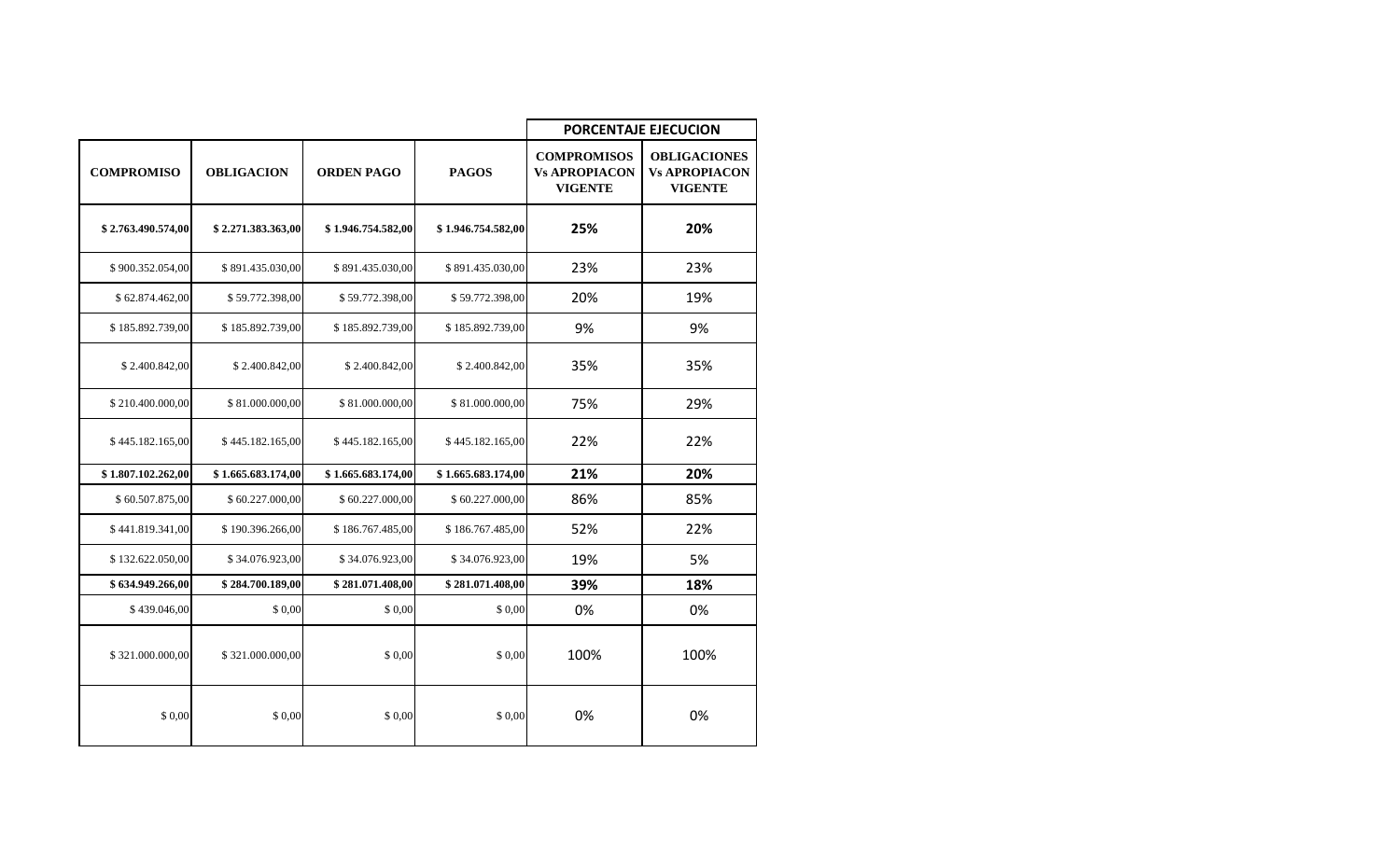| COMPROMISO | OBLIGACION | ORDEN PAGO | PAGOS | PORCENTAJE EJECUCION | |
|---|---|---|---|---|---|
| | | | | COMPROMISOS Vs APROPIACON VIGENTE | OBLIGACIONES Vs APROPIACON VIGENTE |
| **$ 2.763.490.574,00** | **$ 2.271.383.363,00** | **$ 1.946.754.582,00** | **$ 1.946.754.582,00** | **25%** | **20%** |
| $ 900.352.054,00 | $ 891.435.030,00 | $ 891.435.030,00 | $ 891.435.030,00 | 23% | 23% |
| $ 62.874.462,00 | $ 59.772.398,00 | $ 59.772.398,00 | $ 59.772.398,00 | 20% | 19% |
| $ 185.892.739,00 | $ 185.892.739,00 | $ 185.892.739,00 | $ 185.892.739,00 | 9% | 9% |
| $ 2.400.842,00 | $ 2.400.842,00 | $ 2.400.842,00 | $ 2.400.842,00 | 35% | 35% |
| $ 210.400.000,00 | $ 81.000.000,00 | $ 81.000.000,00 | $ 81.000.000,00 | 75% | 29% |
| $ 445.182.165,00 | $ 445.182.165,00 | $ 445.182.165,00 | $ 445.182.165,00 | 22% | 22% |
| **$ 1.807.102.262,00** | **$ 1.665.683.174,00** | **$ 1.665.683.174,00** | **$ 1.665.683.174,00** | **21%** | **20%** |
| $ 60.507.875,00 | $ 60.227.000,00 | $ 60.227.000,00 | $ 60.227.000,00 | 86% | 85% |
| $ 441.819.341,00 | $ 190.396.266,00 | $ 186.767.485,00 | $ 186.767.485,00 | 52% | 22% |
| $ 132.622.050,00 | $ 34.076.923,00 | $ 34.076.923,00 | $ 34.076.923,00 | 19% | 5% |
| **$ 634.949.266,00** | **$ 284.700.189,00** | **$ 281.071.408,00** | **$ 281.071.408,00** | **39%** | **18%** |
| $ 439.046,00 | $ 0,00 | $ 0,00 | $ 0,00 | 0% | 0% |
| $ 321.000.000,00 | $ 321.000.000,00 | $ 0,00 | $ 0,00 | 100% | 100% |
| $ 0,00 | $ 0,00 | $ 0,00 | $ 0,00 | 0% | 0% |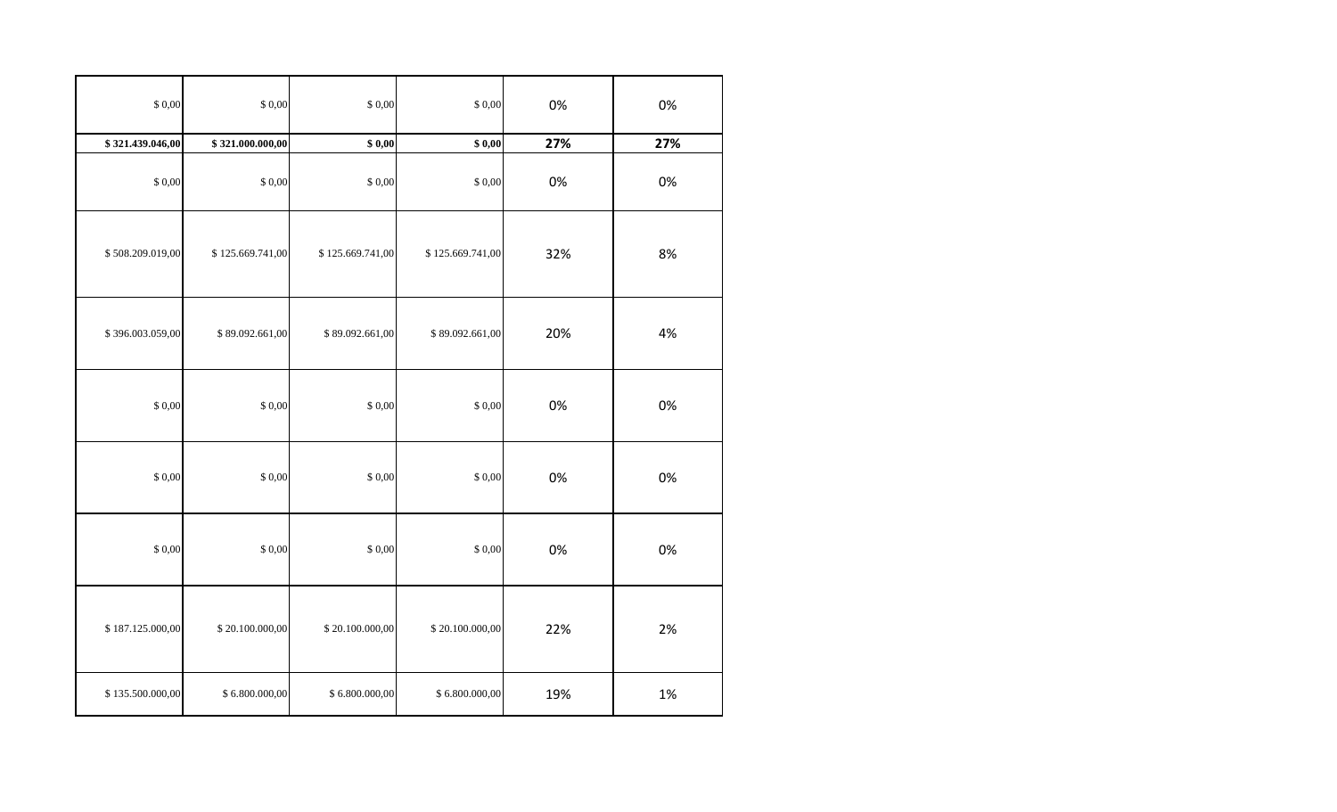| | | | | | |
|---|---|---|---|---|---|
| $ 0,00 | $ 0,00 | $ 0,00 | $ 0,00 | 0% | 0% |
| **$ 321.439.046,00** | **$ 321.000.000,00** | **$ 0,00** | **$ 0,00** | **27%** | **27%** |
| $ 0,00 | $ 0,00 | $ 0,00 | $ 0,00 | 0% | 0% |
| $ 508.209.019,00 | $ 125.669.741,00 | $ 125.669.741,00 | $ 125.669.741,00 | 32% | 8% |
| $ 396.003.059,00 | $ 89.092.661,00 | $ 89.092.661,00 | $ 89.092.661,00 | 20% | 4% |
| $ 0,00 | $ 0,00 | $ 0,00 | $ 0,00 | 0% | 0% |
| $ 0,00 | $ 0,00 | $ 0,00 | $ 0,00 | 0% | 0% |
| $ 0,00 | $ 0,00 | $ 0,00 | $ 0,00 | 0% | 0% |
| $ 187.125.000,00 | $ 20.100.000,00 | $ 20.100.000,00 | $ 20.100.000,00 | 22% | 2% |
| $ 135.500.000,00 | $ 6.800.000,00 | $ 6.800.000,00 | $ 6.800.000,00 | 19% | 1% |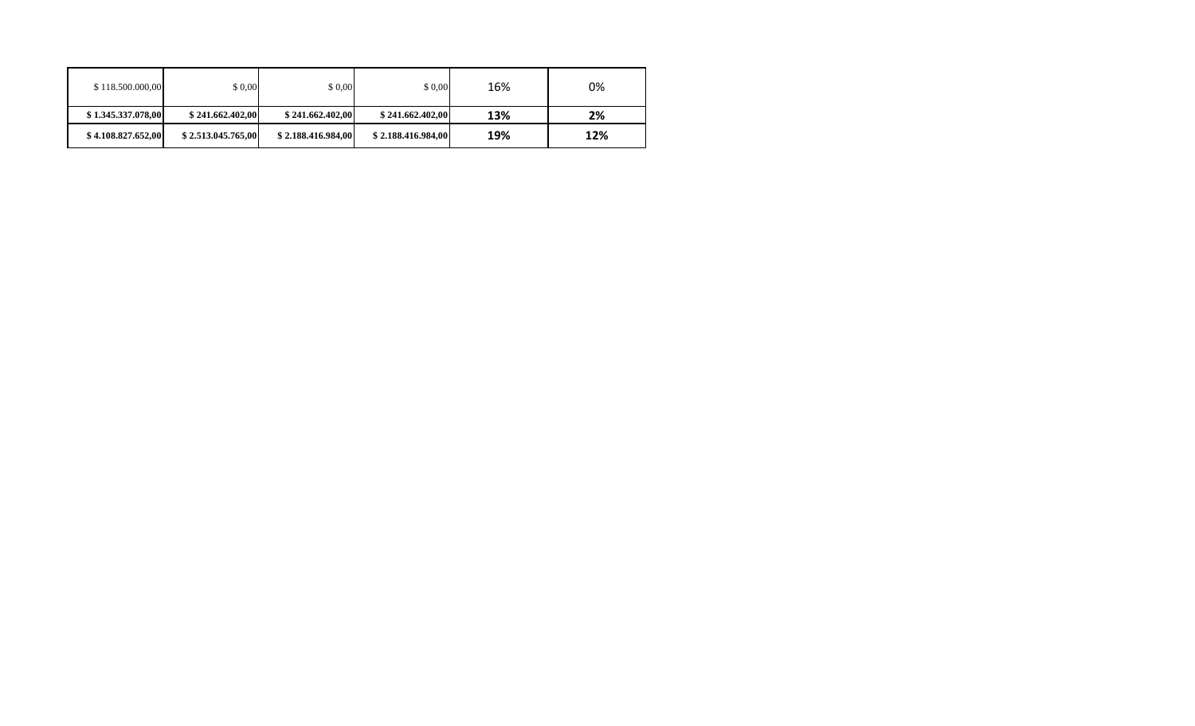| | | | | | |
|---|---|---|---|---|---|
| $ 118.500.000,00 | $ 0,00 | $ 0,00 | $ 0,00 | 16% | 0% |
| **$ 1.345.337.078,00** | **$ 241.662.402,00** | **$ 241.662.402,00** | **$ 241.662.402,00** | **13%** | **2%** |
| **$ 4.108.827.652,00** | **$ 2.513.045.765,00** | **$ 2.188.416.984,00** | **$ 2.188.416.984,00** | **19%** | **12%** |